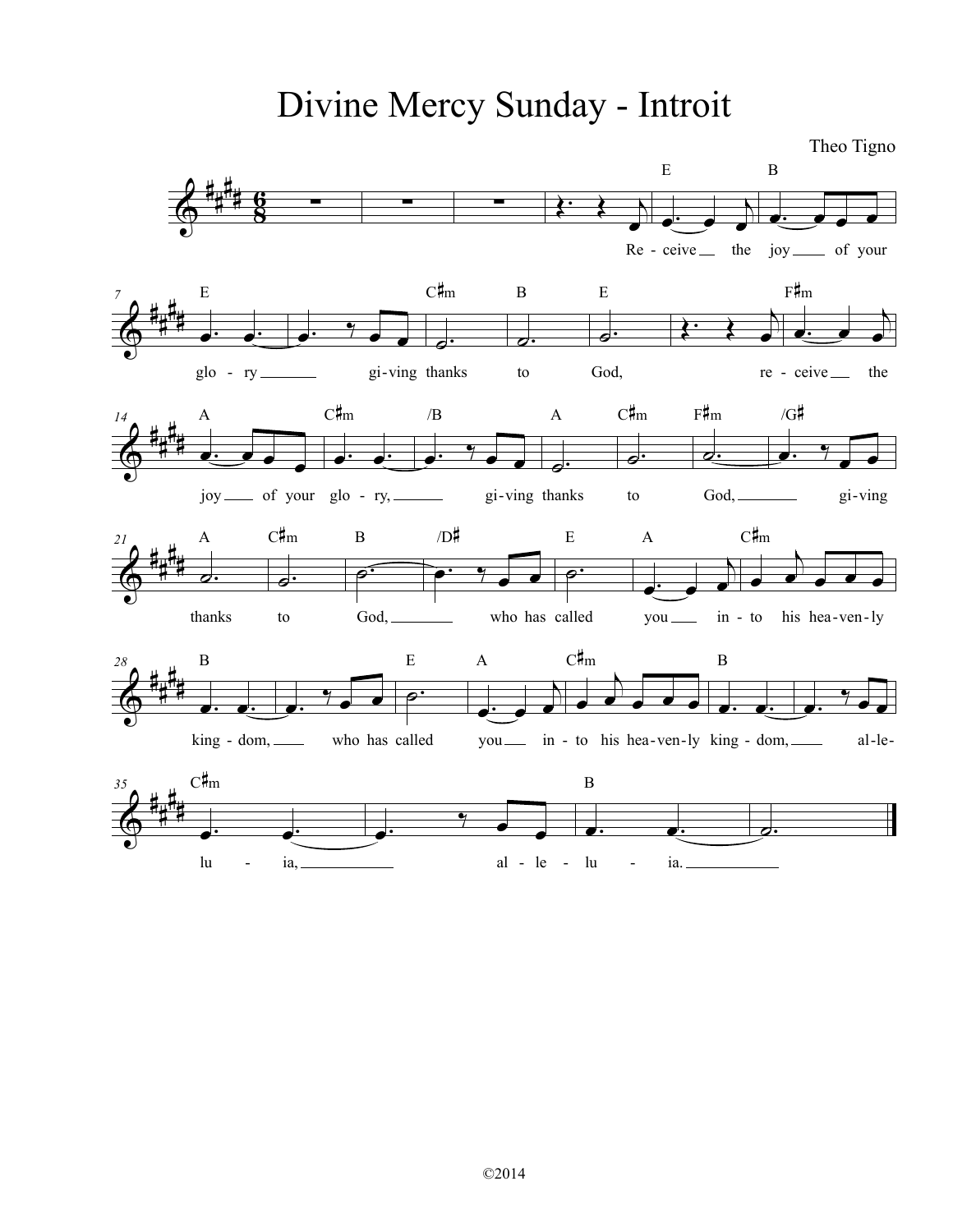# Divine Mercy Sunday - Introit

Theo Tigno

Receive the joy of your glory giving thanks to God, receive the joy of your glory, giving thanks to God, giving thanks to God, who has called you into his heavenly kingdom, who has called you into his heavenly kingdom, alleluia, alleluia.

©2014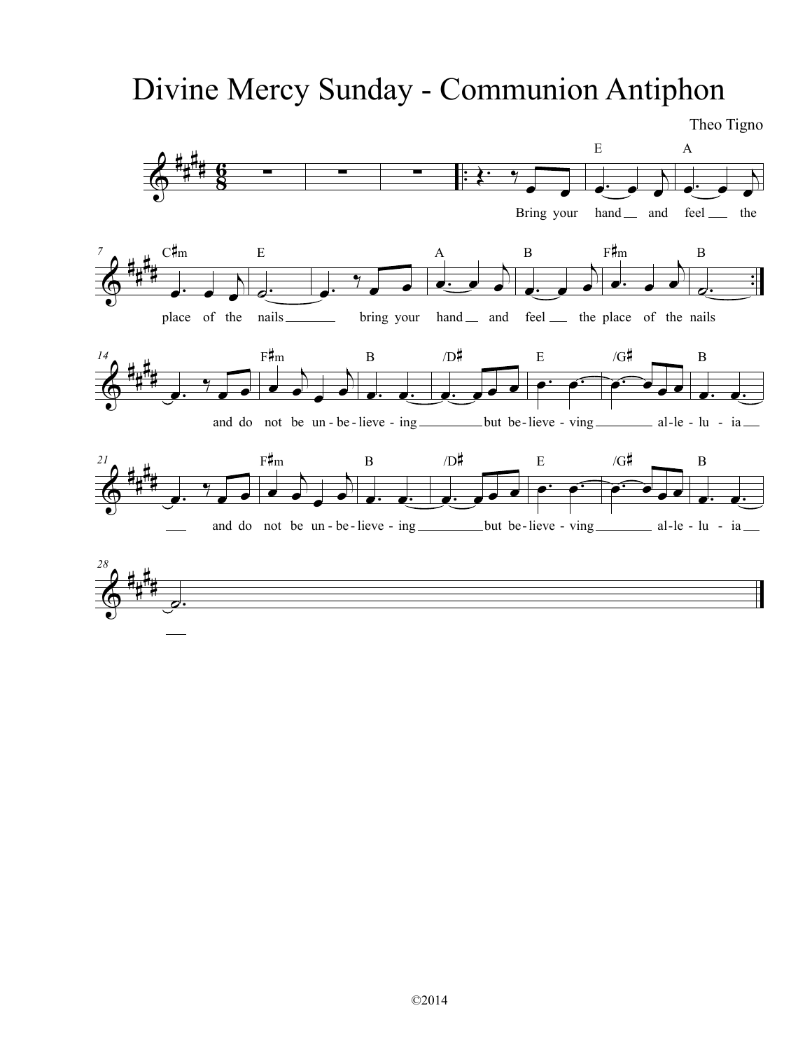# Divine Mercy Sunday - Communion Antiphon

Theo Tigno

©2014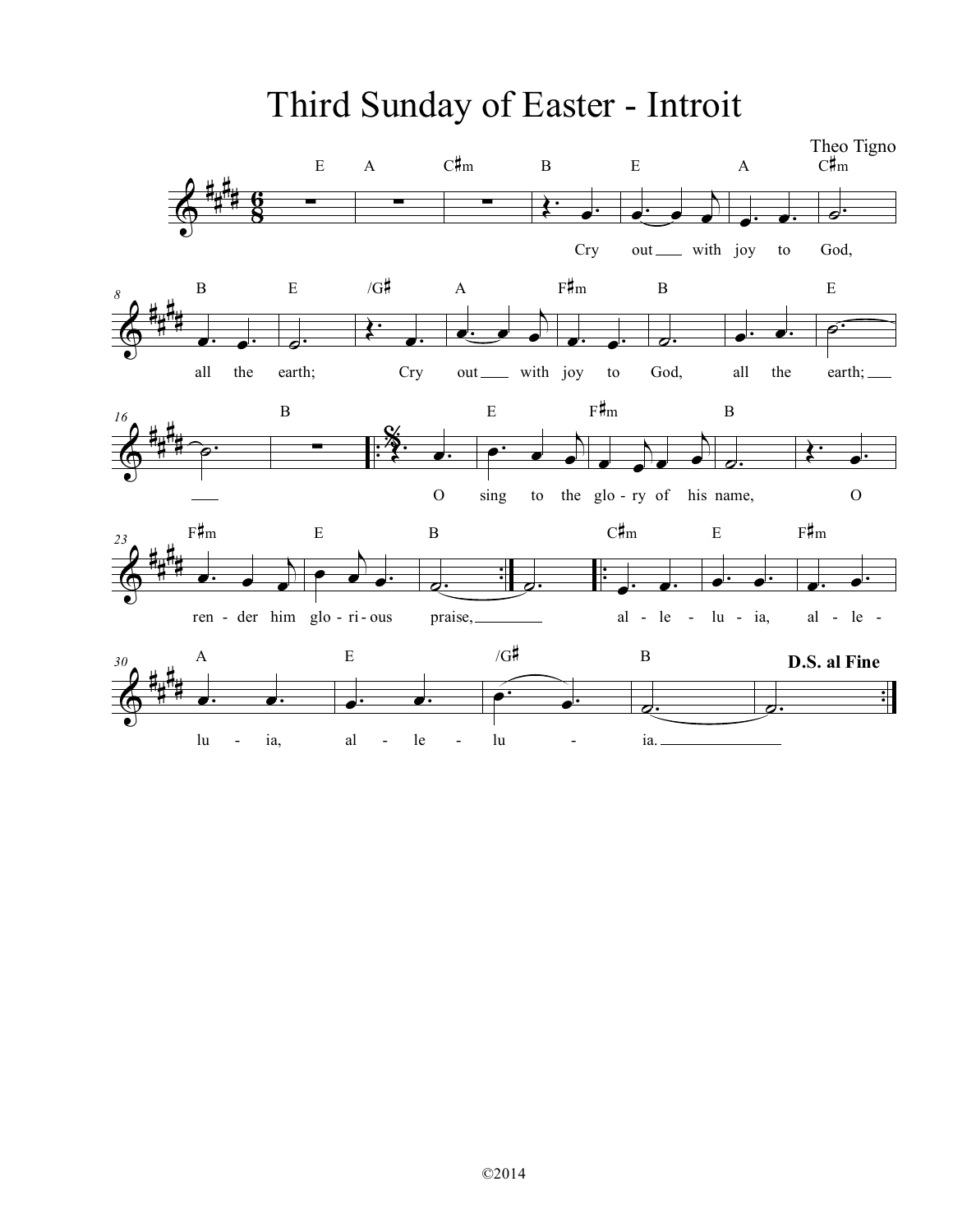# Third Sunday of Easter - Introit

Theo Tigno

©2014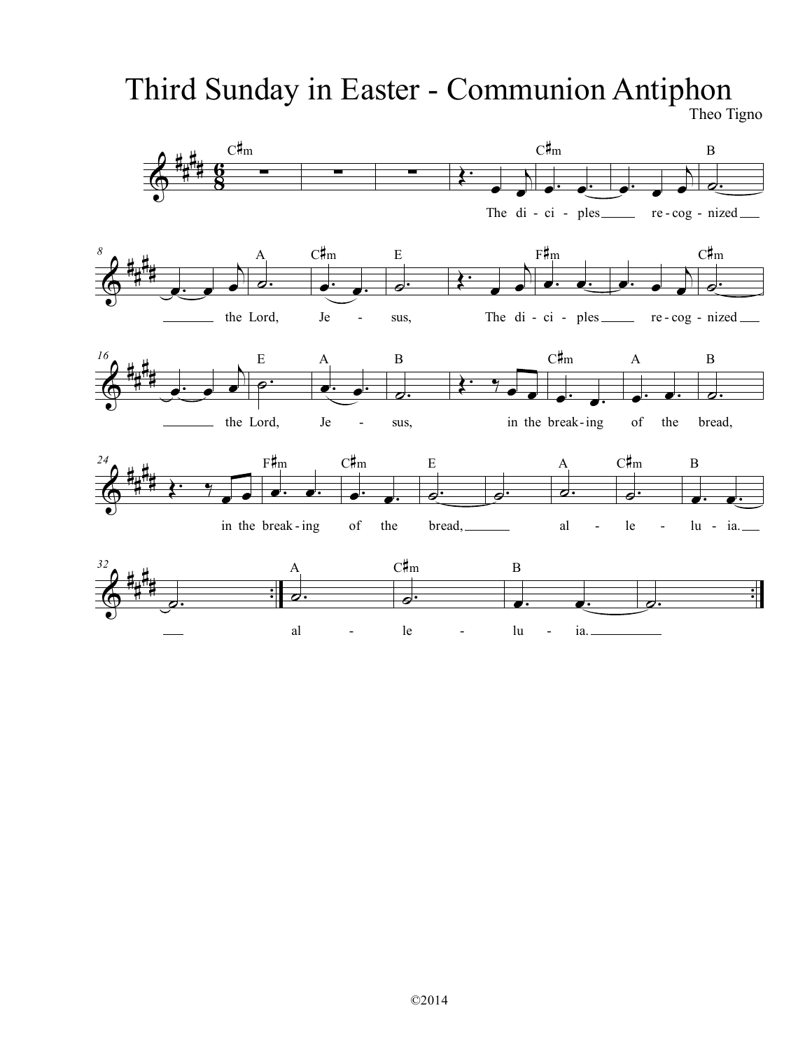# Third Sunday in Easter - Communion Antiphon

Theo Tigno

The di - ci - ples re - cog - nized the Lord, Je - sus, The di - ci - ples re - cog - nized the Lord, Je - sus, in the break - ing of the bread, in the break - ing of the bread, al - le - lu - ia. al - le - lu - ia.

©2014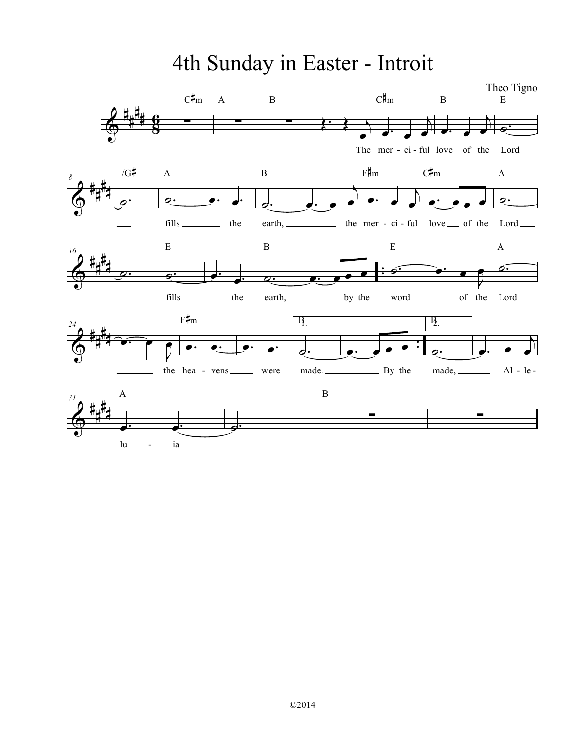# 4th Sunday in Easter - Introit

Theo Tigno

The merciful love of the Lord fills the earth, the merciful love of the Lord fills the earth, by the word of the Lord the heavens were made. By the made, Alleluia

©2014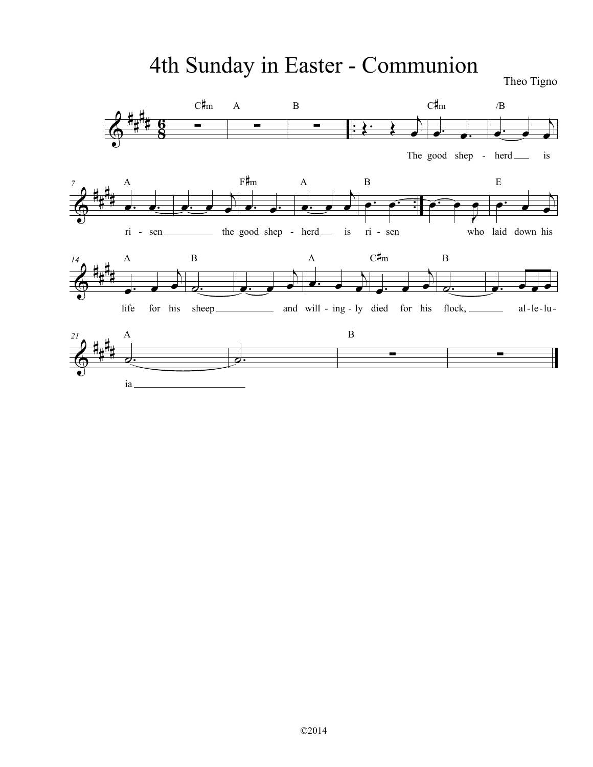# 4th Sunday in Easter - Communion

Theo Tigno

The good shep - herd is ri - sen the good shep - herd is ri - sen who laid down his life for his sheep and will - ing - ly died for his flock, al - le - lu - ia

©2014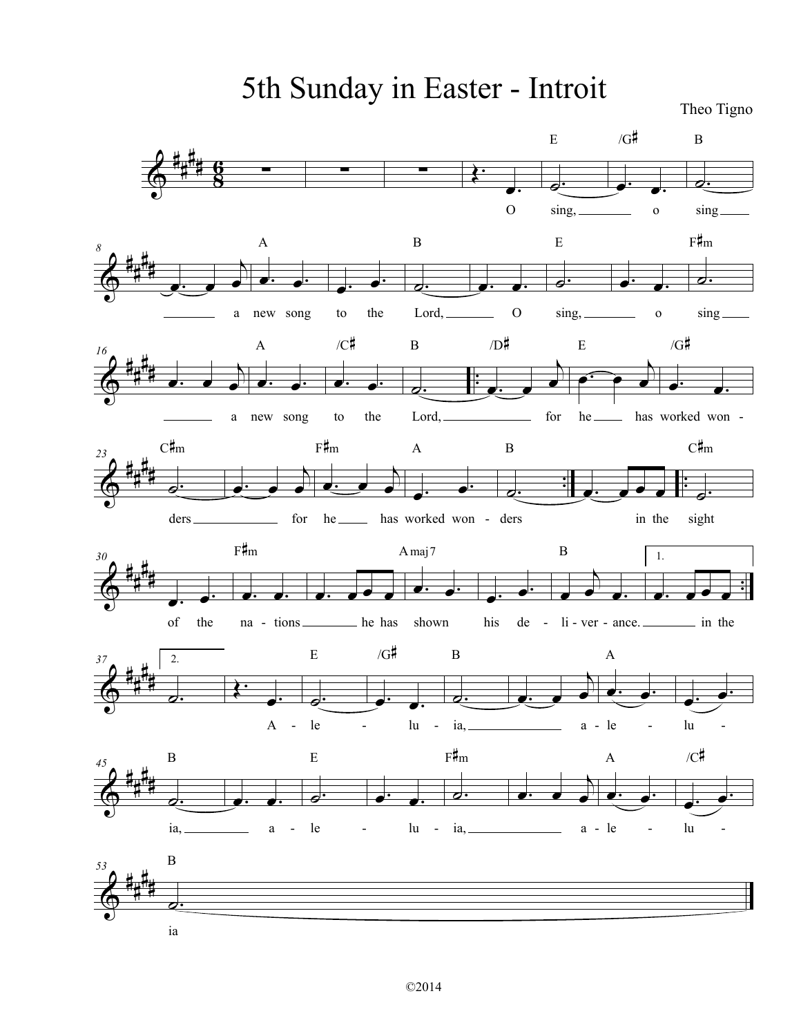# 5th Sunday in Easter - Introit

Theo Tigno

O sing, o sing a new song to the Lord, O sing, o sing a new song to the Lord, for he has worked won - ders for he has worked won - ders in the sight of the na - tions he has shown his de - li - ver - ance. in the

A - le - lu - ia, a - le - lu - ia, a - le - lu - ia, a - le - lu - ia

©2014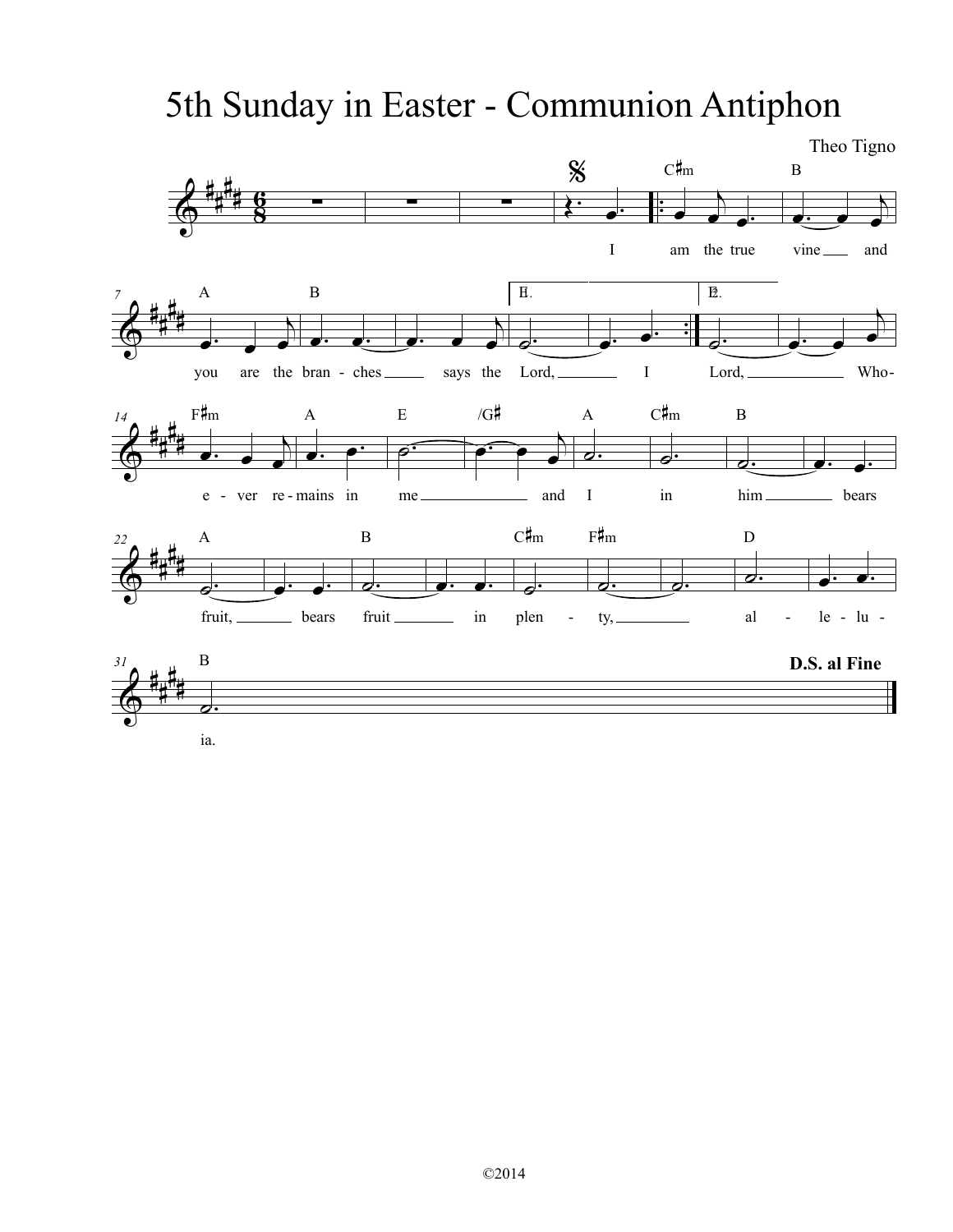# 5th Sunday in Easter - Communion Antiphon

Theo Tigno

I am the true vine and you are the branches says the Lord, I Lord, Who-e-ver re-mains in me and I in him bears fruit, bears fruit in plen-ty, al-le-lu-ia.

**D.S. al Fine**

©2014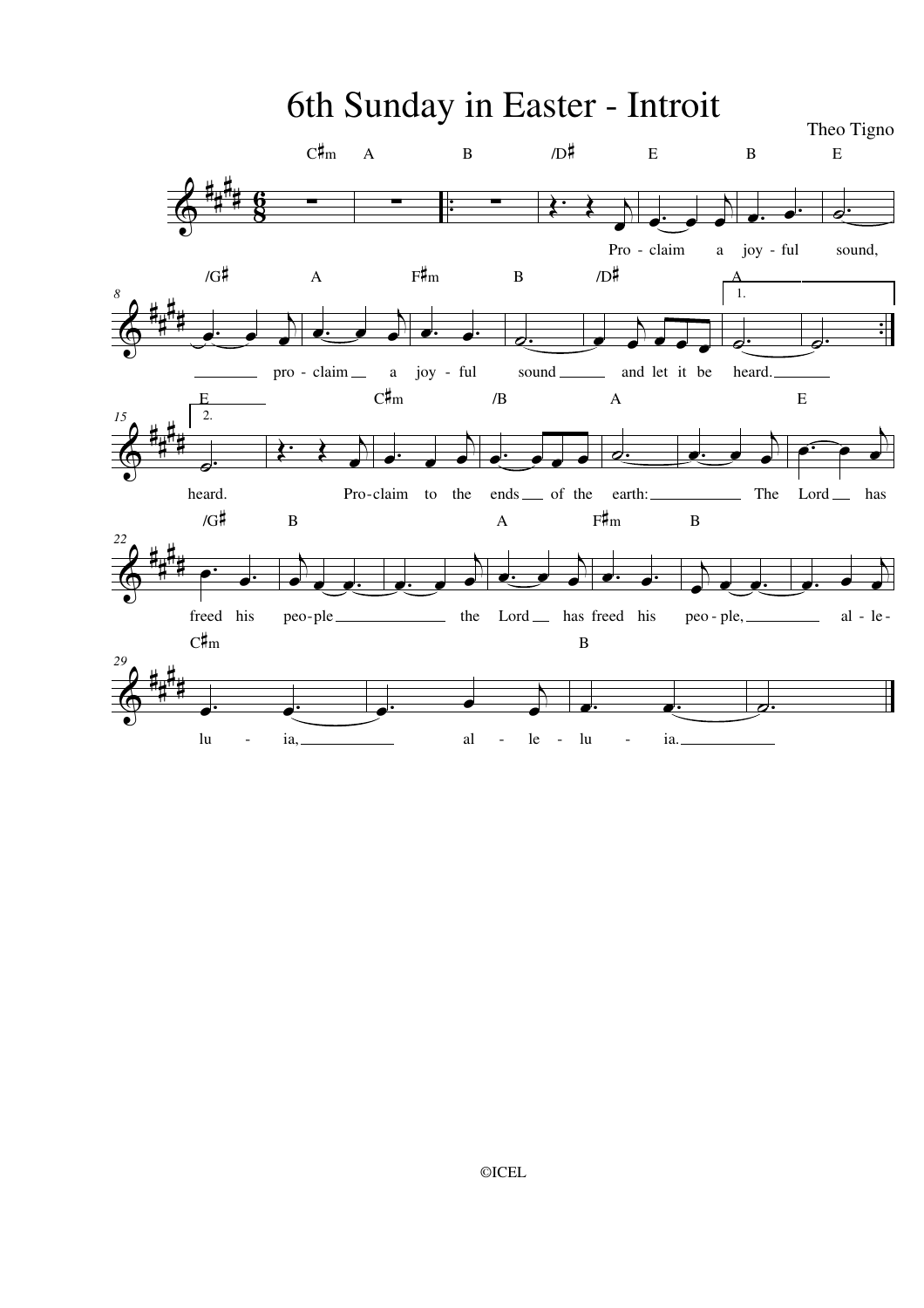# 6th Sunday in Easter - Introit

Theo Tigno

Pro - claim a joy - ful sound, pro - claim a joy - ful sound and let it be heard.

heard. Pro-claim to the ends of the earth: The Lord has freed his peo-ple the Lord has freed his peo - ple, al - le - lu - ia, al - le - lu - ia.

©ICEL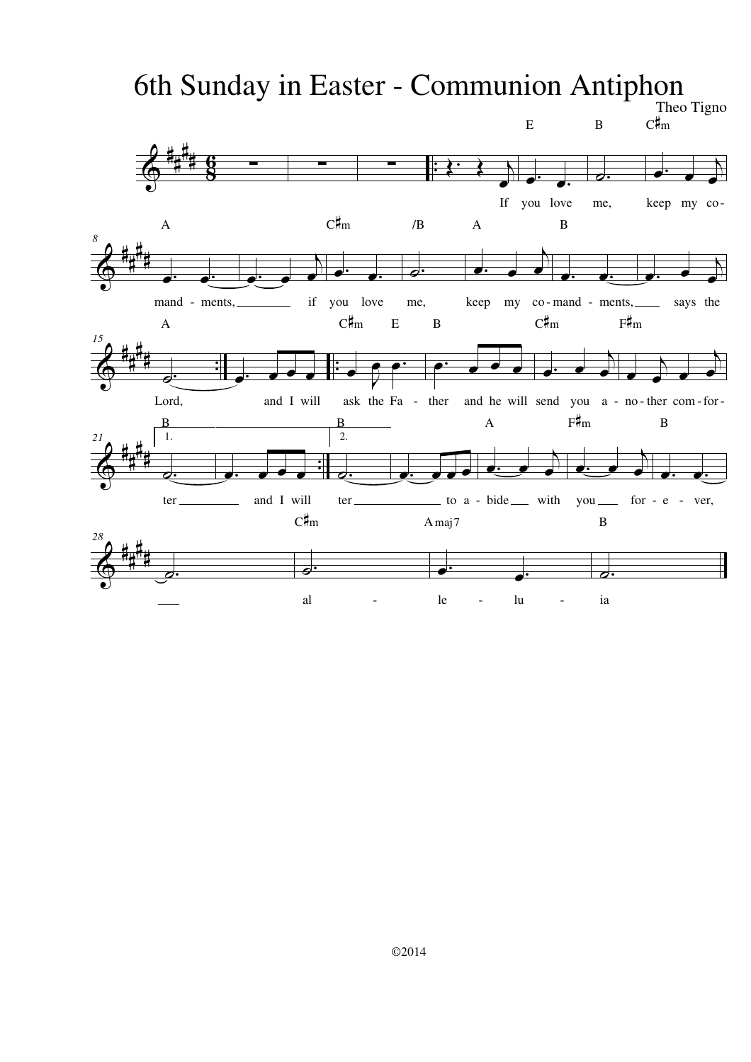# 6th Sunday in Easter - Communion Antiphon

Theo Tigno

If you love me, keep my commandments, if you love me, keep my co-mand-ments, says the Lord, and I will ask the Fa-ther and he will send you a-no-ther com-for-ter and I will ter to a-bide with you for-e-ver, al-le-lu-ia

©2014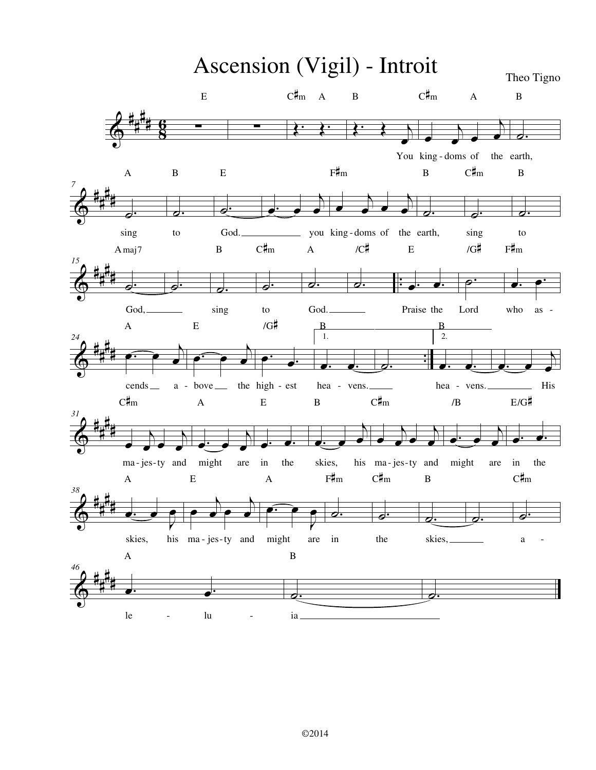# Ascension (Vigil) - Introit

Theo Tigno

You kingdoms of the earth, sing to God. you kingdoms of the earth, sing to God, sing to God.

Praise the Lord who ascends above the highest heavens. heavens. His majesty and might are in the skies, his majesty and might are in the skies, his majesty and might are in the skies, alleluia

©2014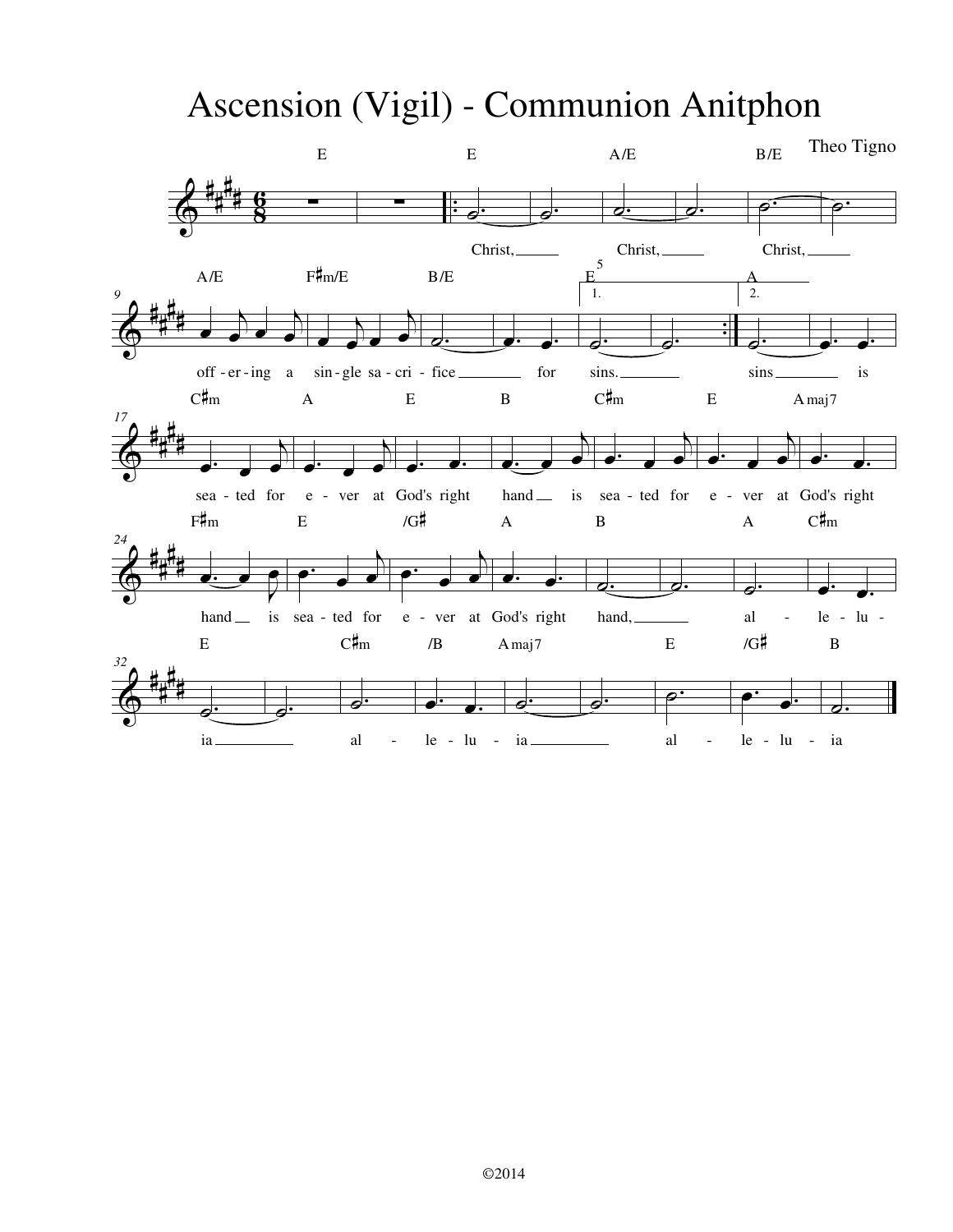# Ascension (Vigil) - Communion Anitphon

Theo Tigno

Christ, Christ, Christ, off - er - ing a sin - gle sa - cri - fice for sins. sins is sea - ted for e - ver at God's right hand is sea - ted for e - ver at God's right hand is sea - ted for e - ver at God's right hand, al - le - lu - ia al - le - lu - ia al - le - lu - ia

©2014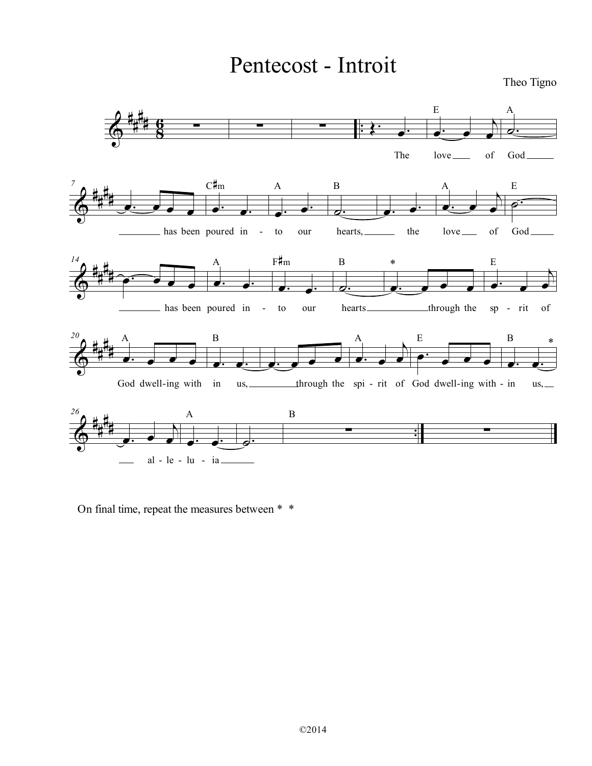# Pentecost - Introit

Theo Tigno

On final time, repeat the measures between * *

©2014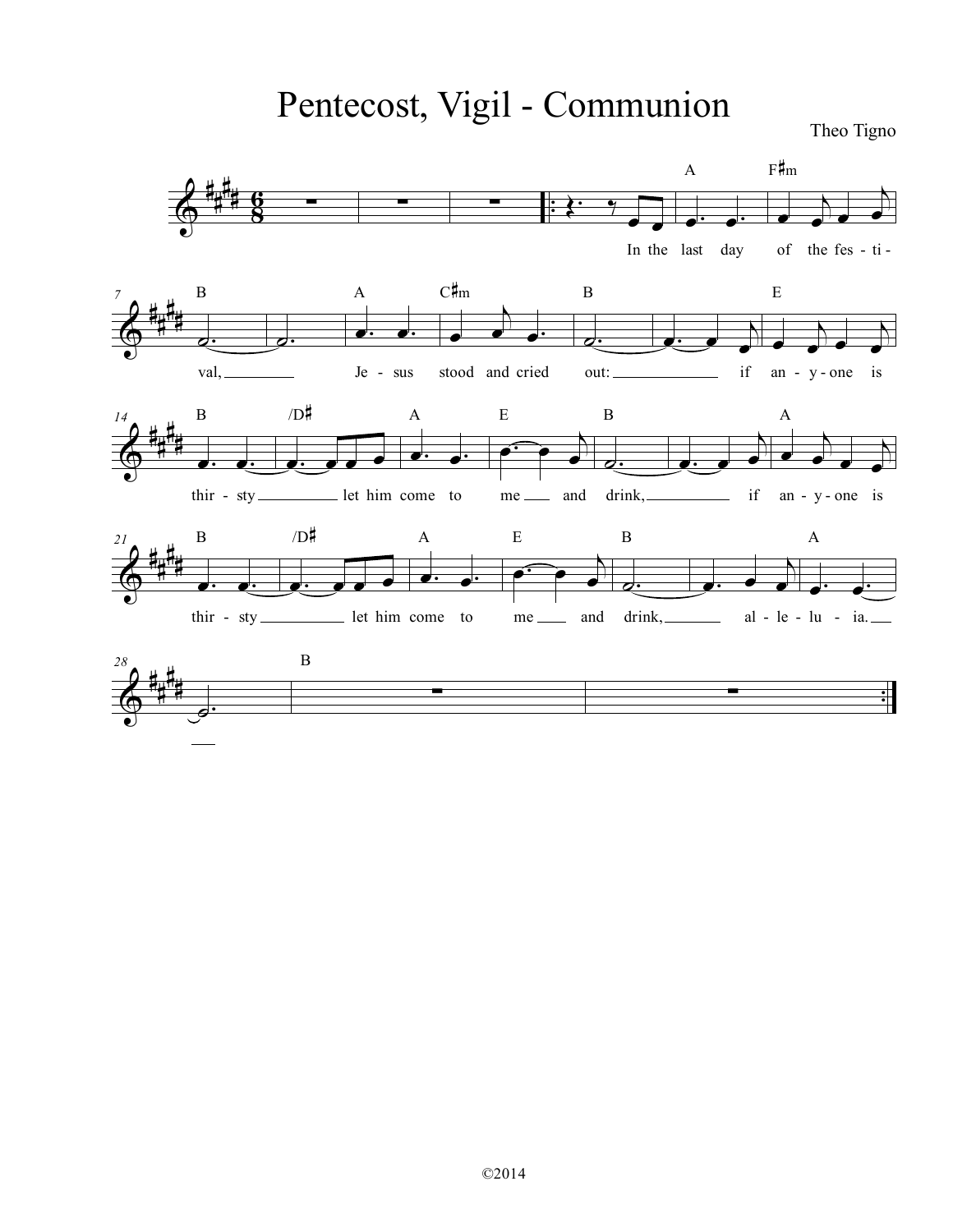# Pentecost, Vigil - Communion

Theo Tigno

In the last day of the festival, Jesus stood and cried out: if anyone is thirsty let him come to me and drink, if anyone is thirsty let him come to me and drink, alleluia.

©2014